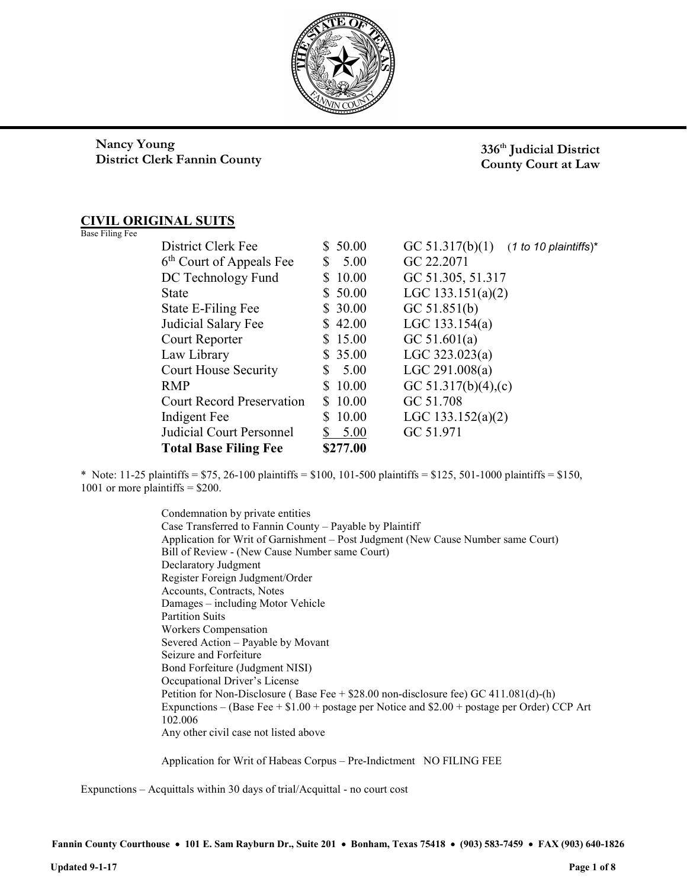**Nancy Young**
**District Clerk Fannin County**

**336th Judicial District**
**County Court at Law**

## CIVIL ORIGINAL SUITS

Base Filing Fee

| | | |
|---|---|---|
| District Clerk Fee | $ 50.00 | GC 51.317(b)(1) (*1 to 10 plaintiffs*)* |
| 6th Court of Appeals Fee | $ 5.00 | GC 22.2071 |
| DC Technology Fund | $ 10.00 | GC 51.305, 51.317 |
| State | $ 50.00 | LGC 133.151(a)(2) |
| State E-Filing Fee | $ 30.00 | GC 51.851(b) |
| Judicial Salary Fee | $ 42.00 | LGC 133.154(a) |
| Court Reporter | $ 15.00 | GC 51.601(a) |
| Law Library | $ 35.00 | LGC 323.023(a) |
| Court House Security | $ 5.00 | LGC 291.008(a) |
| RMP | $ 10.00 | GC 51.317(b)(4),(c) |
| Court Record Preservation | $ 10.00 | GC 51.708 |
| Indigent Fee | $ 10.00 | LGC 133.152(a)(2) |
| Judicial Court Personnel | $ 5.00 | GC 51.971 |
| **Total Base Filing Fee** | **$277.00** | |

* Note: 11-25 plaintiffs = $75, 26-100 plaintiffs = $100, 101-500 plaintiffs = $125, 501-1000 plaintiffs = $150, 1001 or more plaintiffs = $200.

Condemnation by private entities
Case Transferred to Fannin County – Payable by Plaintiff
Application for Writ of Garnishment – Post Judgment (New Cause Number same Court)
Bill of Review - (New Cause Number same Court)
Declaratory Judgment
Register Foreign Judgment/Order
Accounts, Contracts, Notes
Damages – including Motor Vehicle
Partition Suits
Workers Compensation
Severed Action – Payable by Movant
Seizure and Forfeiture
Bond Forfeiture (Judgment NISI)
Occupational Driver's License
Petition for Non-Disclosure ( Base Fee + $28.00 non-disclosure fee) GC 411.081(d)-(h)
Expunctions – (Base Fee + $1.00 + postage per Notice and $2.00 + postage per Order) CCP Art 102.006
Any other civil case not listed above

Application for Writ of Habeas Corpus – Pre-Indictment NO FILING FEE

Expunctions – Acquittals within 30 days of trial/Acquittal - no court cost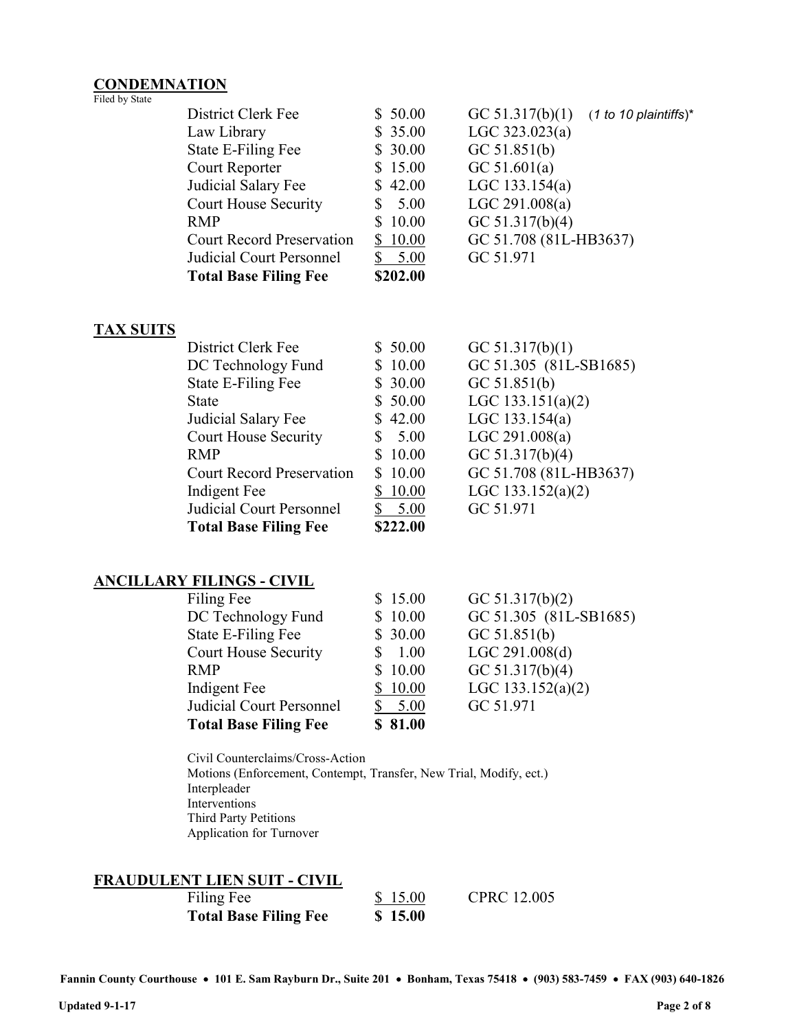## CONDEMNATION

Filed by State

| | | |
|---|---|---|
| District Clerk Fee | $ 50.00 | GC 51.317(b)(1) (*1 to 10 plaintiffs*)* |
| Law Library | $ 35.00 | LGC 323.023(a) |
| State E-Filing Fee | $ 30.00 | GC 51.851(b) |
| Court Reporter | $ 15.00 | GC 51.601(a) |
| Judicial Salary Fee | $ 42.00 | LGC 133.154(a) |
| Court House Security | $ 5.00 | LGC 291.008(a) |
| RMP | $ 10.00 | GC 51.317(b)(4) |
| Court Record Preservation | $ 10.00 | GC 51.708 (81L-HB3637) |
| Judicial Court Personnel | $ 5.00 | GC 51.971 |
| **Total Base Filing Fee** | **$202.00** | |

## TAX SUITS

| | | |
|---|---|---|
| District Clerk Fee | $ 50.00 | GC 51.317(b)(1) |
| DC Technology Fund | $ 10.00 | GC 51.305 (81L-SB1685) |
| State E-Filing Fee | $ 30.00 | GC 51.851(b) |
| State | $ 50.00 | LGC 133.151(a)(2) |
| Judicial Salary Fee | $ 42.00 | LGC 133.154(a) |
| Court House Security | $ 5.00 | LGC 291.008(a) |
| RMP | $ 10.00 | GC 51.317(b)(4) |
| Court Record Preservation | $ 10.00 | GC 51.708 (81L-HB3637) |
| Indigent Fee | $ 10.00 | LGC 133.152(a)(2) |
| Judicial Court Personnel | $ 5.00 | GC 51.971 |
| **Total Base Filing Fee** | **$222.00** | |

## ANCILLARY FILINGS - CIVIL

| | | |
|---|---|---|
| Filing Fee | $ 15.00 | GC 51.317(b)(2) |
| DC Technology Fund | $ 10.00 | GC 51.305 (81L-SB1685) |
| State E-Filing Fee | $ 30.00 | GC 51.851(b) |
| Court House Security | $ 1.00 | LGC 291.008(d) |
| RMP | $ 10.00 | GC 51.317(b)(4) |
| Indigent Fee | $ 10.00 | LGC 133.152(a)(2) |
| Judicial Court Personnel | $ 5.00 | GC 51.971 |
| **Total Base Filing Fee** | **$ 81.00** | |

Civil Counterclaims/Cross-Action
Motions (Enforcement, Contempt, Transfer, New Trial, Modify, ect.)
Interpleader
Interventions
Third Party Petitions
Application for Turnover

## FRAUDULENT LIEN SUIT - CIVIL

| | | |
|---|---|---|
| Filing Fee | $ 15.00 | CPRC 12.005 |
| **Total Base Filing Fee** | **$ 15.00** | |

**Fannin County Courthouse • 101 E. Sam Rayburn Dr., Suite 201 • Bonham, Texas 75418 • (903) 583-7459 • FAX (903) 640-1826**

**Updated 9-1-17**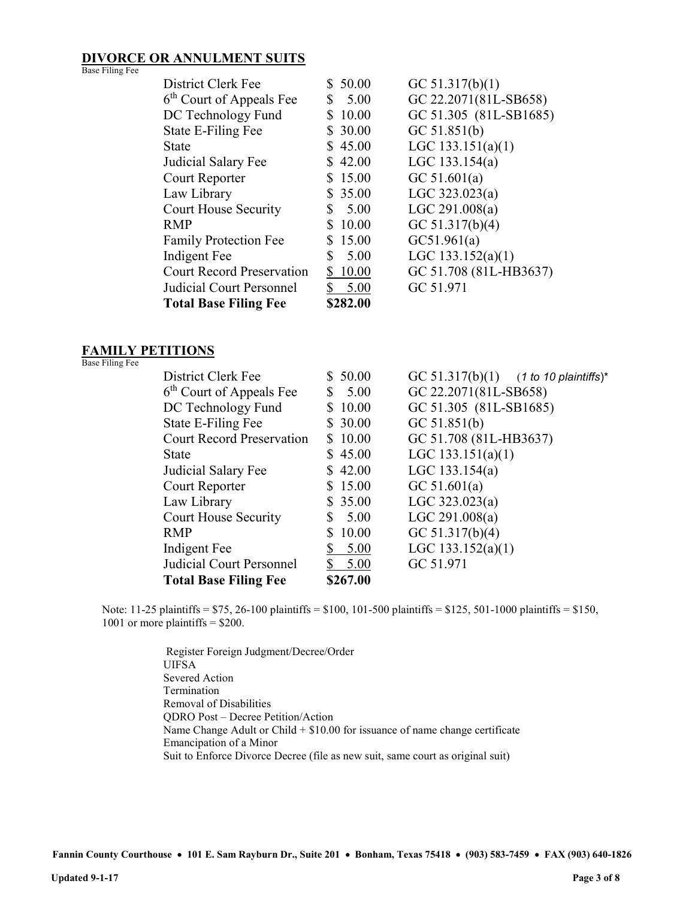## DIVORCE OR ANNULMENT SUITS

Base Filing Fee

| Fee | Amount | Authority |
|---|---|---|
| District Clerk Fee | $ 50.00 | GC 51.317(b)(1) |
| 6th Court of Appeals Fee | $ 5.00 | GC 22.2071(81L-SB658) |
| DC Technology Fund | $ 10.00 | GC 51.305 (81L-SB1685) |
| State E-Filing Fee | $ 30.00 | GC 51.851(b) |
| State | $ 45.00 | LGC 133.151(a)(1) |
| Judicial Salary Fee | $ 42.00 | LGC 133.154(a) |
| Court Reporter | $ 15.00 | GC 51.601(a) |
| Law Library | $ 35.00 | LGC 323.023(a) |
| Court House Security | $ 5.00 | LGC 291.008(a) |
| RMP | $ 10.00 | GC 51.317(b)(4) |
| Family Protection Fee | $ 15.00 | GC51.961(a) |
| Indigent Fee | $ 5.00 | LGC 133.152(a)(1) |
| Court Record Preservation | $ 10.00 | GC 51.708 (81L-HB3637) |
| Judicial Court Personnel | $ 5.00 | GC 51.971 |
| **Total Base Filing Fee** | **$282.00** | |

## FAMILY PETITIONS

Base Filing Fee

| Fee | Amount | Authority |
|---|---|---|
| District Clerk Fee | $ 50.00 | GC 51.317(b)(1) (*1 to 10 plaintiffs*)* |
| 6th Court of Appeals Fee | $ 5.00 | GC 22.2071(81L-SB658) |
| DC Technology Fund | $ 10.00 | GC 51.305 (81L-SB1685) |
| State E-Filing Fee | $ 30.00 | GC 51.851(b) |
| Court Record Preservation | $ 10.00 | GC 51.708 (81L-HB3637) |
| State | $ 45.00 | LGC 133.151(a)(1) |
| Judicial Salary Fee | $ 42.00 | LGC 133.154(a) |
| Court Reporter | $ 15.00 | GC 51.601(a) |
| Law Library | $ 35.00 | LGC 323.023(a) |
| Court House Security | $ 5.00 | LGC 291.008(a) |
| RMP | $ 10.00 | GC 51.317(b)(4) |
| Indigent Fee | $ 5.00 | LGC 133.152(a)(1) |
| Judicial Court Personnel | $ 5.00 | GC 51.971 |
| **Total Base Filing Fee** | **$267.00** | |

Note: 11-25 plaintiffs = $75, 26-100 plaintiffs = $100, 101-500 plaintiffs = $125, 501-1000 plaintiffs = $150, 1001 or more plaintiffs = $200.

Register Foreign Judgment/Decree/Order
UIFSA
Severed Action
Termination
Removal of Disabilities
QDRO Post – Decree Petition/Action
Name Change Adult or Child + $10.00 for issuance of name change certificate
Emancipation of a Minor
Suit to Enforce Divorce Decree (file as new suit, same court as original suit)

**Fannin County Courthouse • 101 E. Sam Rayburn Dr., Suite 201 • Bonham, Texas 75418 • (903) 583-7459 • FAX (903) 640-1826**

**Updated 9-1-17**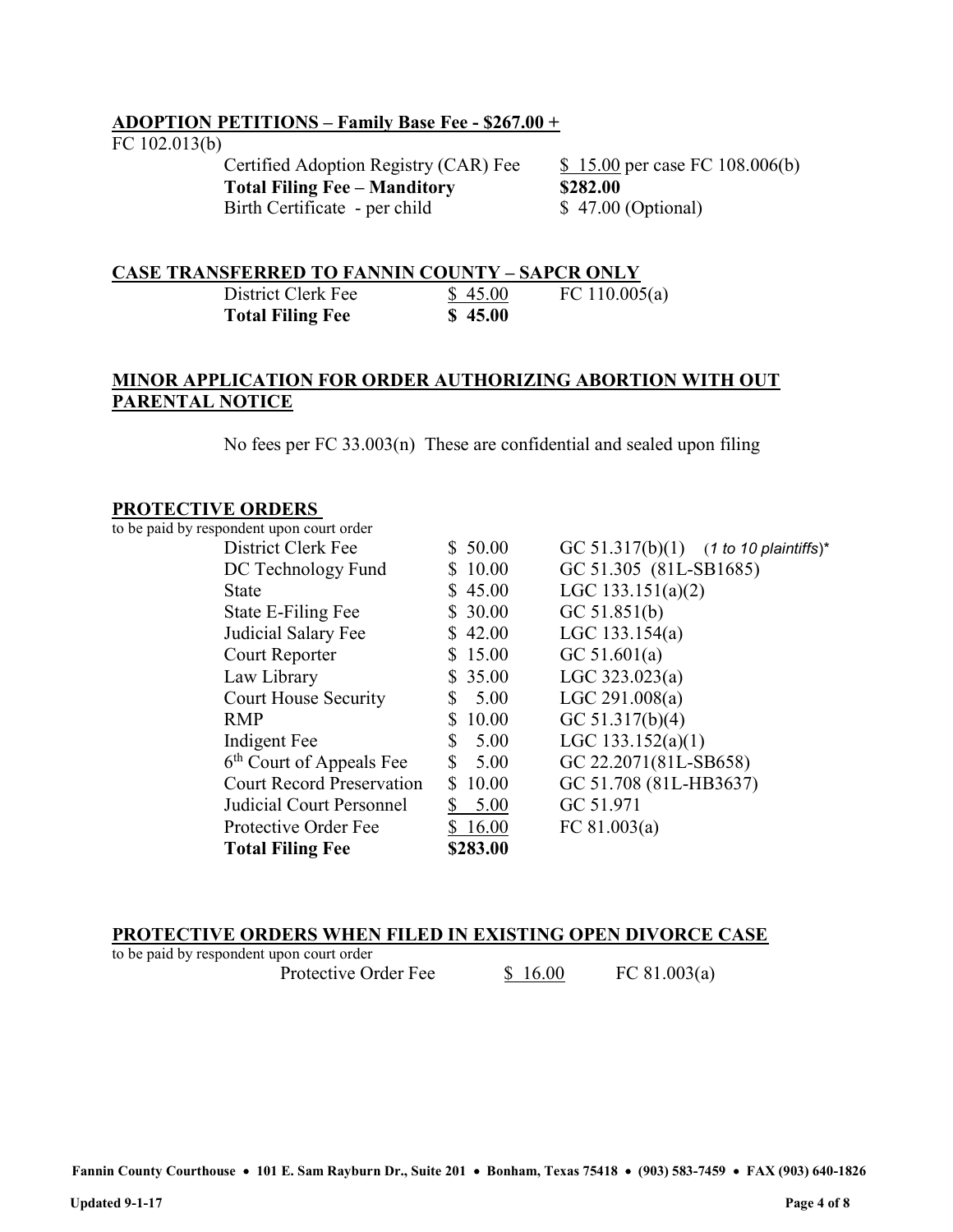## ADOPTION PETITIONS – Family Base Fee - $267.00 +

FC 102.013(b)

| | | |
|---|---|---|
| Certified Adoption Registry (CAR) Fee | $ 15.00 per case FC 108.006(b) | |
| **Total Filing Fee – Manditory** | **$282.00** | |
| Birth Certificate - per child | $ 47.00 (Optional) | |

## CASE TRANSFERRED TO FANNIN COUNTY – SAPCR ONLY

| | | |
|---|---|---|
| District Clerk Fee | $ 45.00 | FC 110.005(a) |
| **Total Filing Fee** | **$ 45.00** | |

## MINOR APPLICATION FOR ORDER AUTHORIZING ABORTION WITH OUT PARENTAL NOTICE

No fees per FC 33.003(n) These are confidential and sealed upon filing

## PROTECTIVE ORDERS

to be paid by respondent upon court order

| | | |
|---|---|---|
| District Clerk Fee | $ 50.00 | GC 51.317(b)(1) (*1 to 10 plaintiffs*)* |
| DC Technology Fund | $ 10.00 | GC 51.305 (81L-SB1685) |
| State | $ 45.00 | LGC 133.151(a)(2) |
| State E-Filing Fee | $ 30.00 | GC 51.851(b) |
| Judicial Salary Fee | $ 42.00 | LGC 133.154(a) |
| Court Reporter | $ 15.00 | GC 51.601(a) |
| Law Library | $ 35.00 | LGC 323.023(a) |
| Court House Security | $ 5.00 | LGC 291.008(a) |
| RMP | $ 10.00 | GC 51.317(b)(4) |
| Indigent Fee | $ 5.00 | LGC 133.152(a)(1) |
| 6th Court of Appeals Fee | $ 5.00 | GC 22.2071(81L-SB658) |
| Court Record Preservation | $ 10.00 | GC 51.708 (81L-HB3637) |
| Judicial Court Personnel | $ 5.00 | GC 51.971 |
| Protective Order Fee | $ 16.00 | FC 81.003(a) |
| **Total Filing Fee** | **$283.00** | |

## PROTECTIVE ORDERS WHEN FILED IN EXISTING OPEN DIVORCE CASE

to be paid by respondent upon court order

| | | |
|---|---|---|
| Protective Order Fee | $ 16.00 | FC 81.003(a) |

Fannin County Courthouse • 101 E. Sam Rayburn Dr., Suite 201 • Bonham, Texas 75418 • (903) 583-7459 • FAX (903) 640-1826

Updated 9-1-17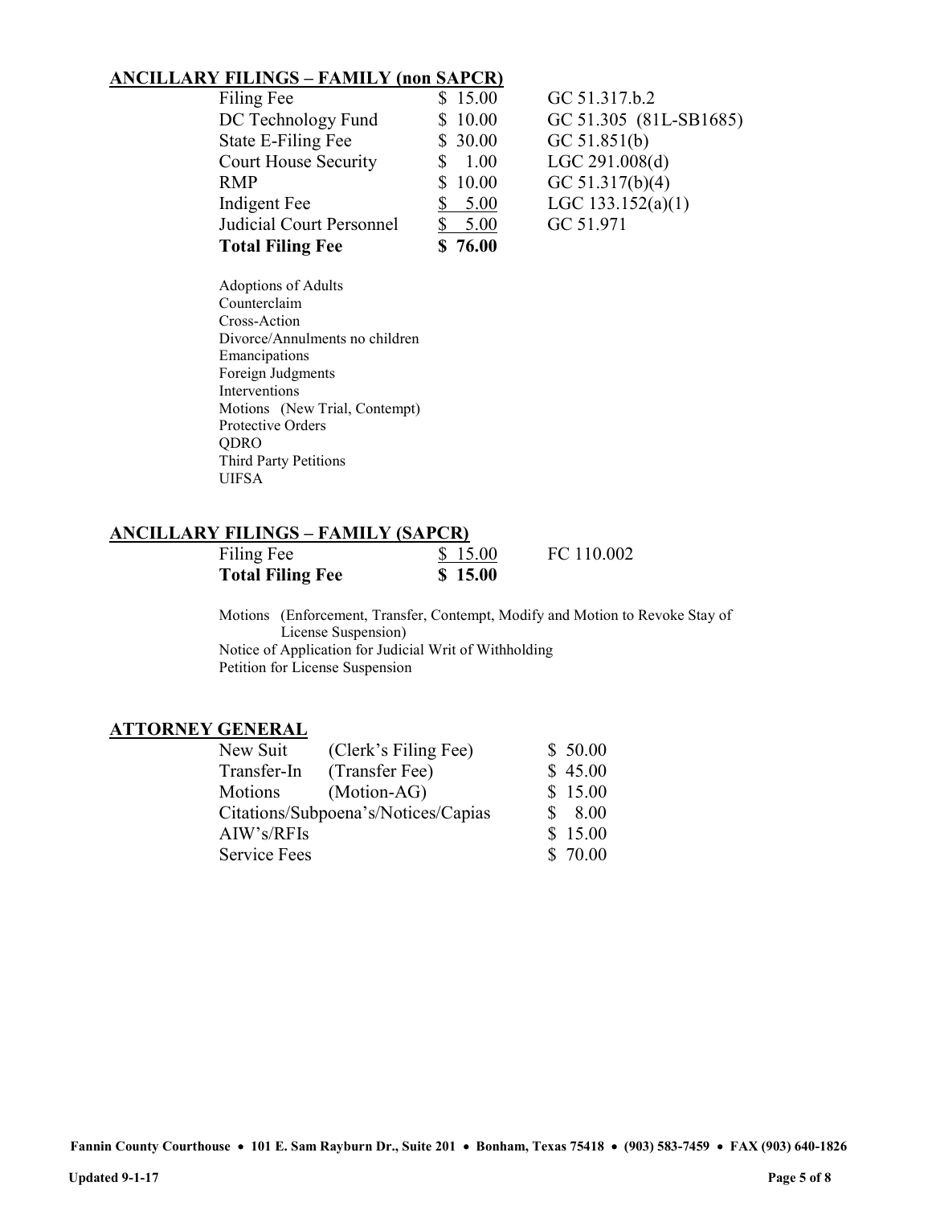## ANCILLARY FILINGS – FAMILY (non SAPCR)

| | | |
|---|---|---|
| Filing Fee | $ 15.00 | GC 51.317.b.2 |
| DC Technology Fund | $ 10.00 | GC 51.305 (81L-SB1685) |
| State E-Filing Fee | $ 30.00 | GC 51.851(b) |
| Court House Security | $ 1.00 | LGC 291.008(d) |
| RMP | $ 10.00 | GC 51.317(b)(4) |
| Indigent Fee | $ 5.00 | LGC 133.152(a)(1) |
| Judicial Court Personnel | $ 5.00 | GC 51.971 |
| **Total Filing Fee** | **$ 76.00** | |

Adoptions of Adults
Counterclaim
Cross-Action
Divorce/Annulments no children
Emancipations
Foreign Judgments
Interventions
Motions (New Trial, Contempt)
Protective Orders
QDRO
Third Party Petitions
UIFSA

## ANCILLARY FILINGS – FAMILY (SAPCR)

| | | |
|---|---|---|
| Filing Fee | $ 15.00 | FC 110.002 |
| **Total Filing Fee** | **$ 15.00** | |

Motions (Enforcement, Transfer, Contempt, Modify and Motion to Revoke Stay of License Suspension)
Notice of Application for Judicial Writ of Withholding
Petition for License Suspension

## ATTORNEY GENERAL

| | | |
|---|---|---|
| New Suit | (Clerk's Filing Fee) | $ 50.00 |
| Transfer-In | (Transfer Fee) | $ 45.00 |
| Motions | (Motion-AG) | $ 15.00 |
| Citations/Subpoena's/Notices/Capias | | $ 8.00 |
| AIW's/RFIs | | $ 15.00 |
| Service Fees | | $ 70.00 |

Fannin County Courthouse • 101 E. Sam Rayburn Dr., Suite 201 • Bonham, Texas 75418 • (903) 583-7459 • FAX (903) 640-1826

Updated 9-1-17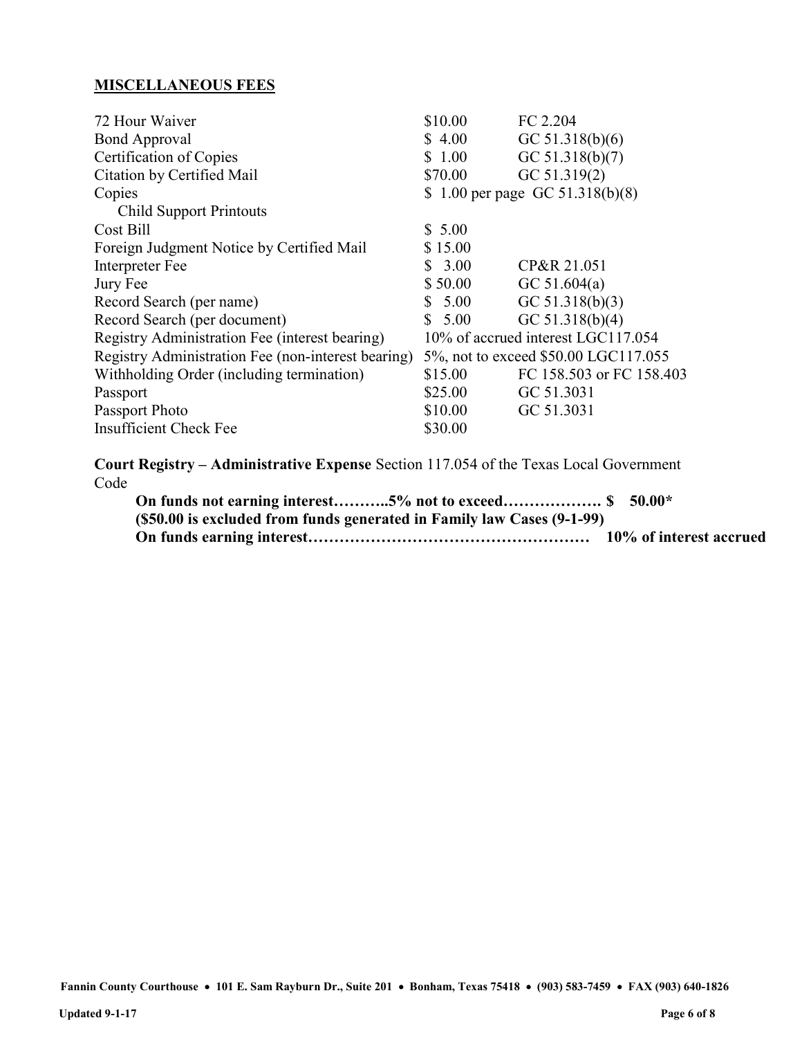## MISCELLANEOUS FEES

| | | |
|---|---|---|
| 72 Hour Waiver | $10.00 | FC 2.204 |
| Bond Approval | $ 4.00 | GC 51.318(b)(6) |
| Certification of Copies | $ 1.00 | GC 51.318(b)(7) |
| Citation by Certified Mail | $70.00 | GC 51.319(2) |
| Copies | $ 1.00 per page | GC 51.318(b)(8) |
| Child Support Printouts | | |
| Cost Bill | $ 5.00 | |
| Foreign Judgment Notice by Certified Mail | $ 15.00 | |
| Interpreter Fee | $ 3.00 | CP&R 21.051 |
| Jury Fee | $ 50.00 | GC 51.604(a) |
| Record Search (per name) | $ 5.00 | GC 51.318(b)(3) |
| Record Search (per document) | $ 5.00 | GC 51.318(b)(4) |
| Registry Administration Fee (interest bearing) | 10% of accrued interest | LGC117.054 |
| Registry Administration Fee (non-interest bearing) | 5%, not to exceed $50.00 | LGC117.055 |
| Withholding Order (including termination) | $15.00 | FC 158.503 or FC 158.403 |
| Passport | $25.00 | GC 51.3031 |
| Passport Photo | $10.00 | GC 51.3031 |
| Insufficient Check Fee | $30.00 | |

**Court Registry – Administrative Expense** Section 117.054 of the Texas Local Government Code

**On funds not earning interest………..5% not to exceed………………. $ 50.00***
**($50.00 is excluded from funds generated in Family law Cases (9-1-99)**
**On funds earning interest……………………………………………… 10% of interest accrued**

**Fannin County Courthouse • 101 E. Sam Rayburn Dr., Suite 201 • Bonham, Texas 75418 • (903) 583-7459 • FAX (903) 640-1826**

**Updated 9-1-17**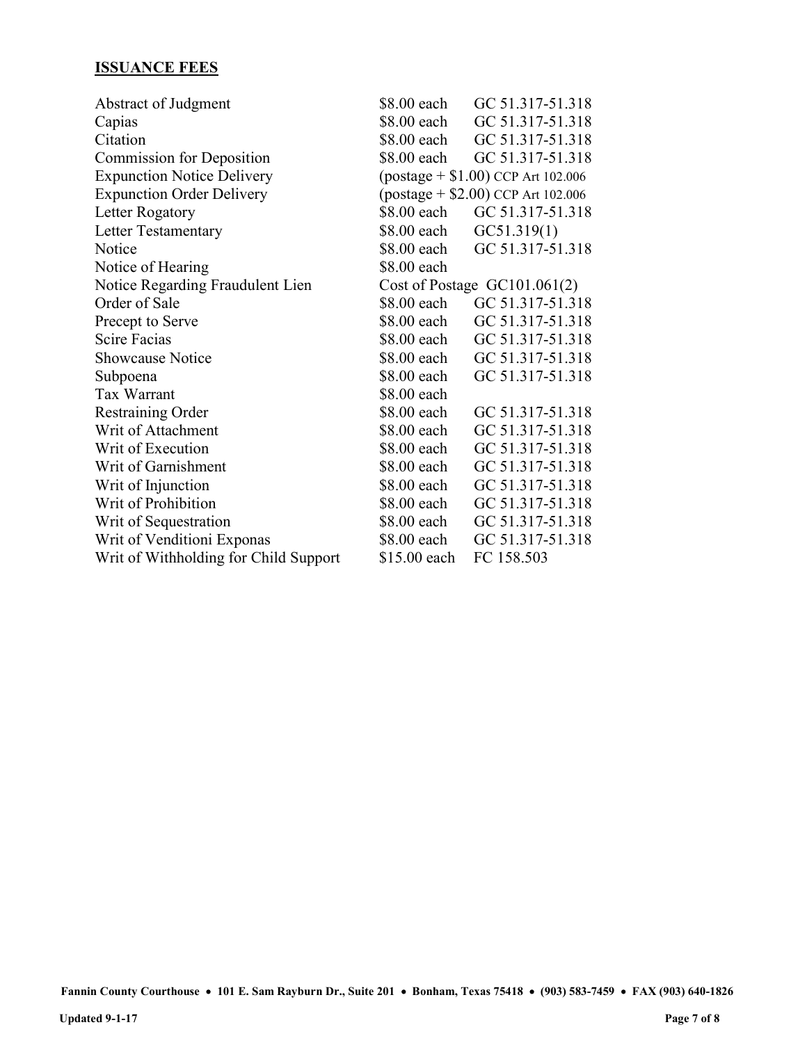**ISSUANCE FEES**

| Item | Fee | Authority |
|---|---|---|
| Abstract of Judgment | $8.00 each | GC 51.317-51.318 |
| Capias | $8.00 each | GC 51.317-51.318 |
| Citation | $8.00 each | GC 51.317-51.318 |
| Commission for Deposition | $8.00 each | GC 51.317-51.318 |
| Expunction Notice Delivery | (postage + $1.00) | CCP Art 102.006 |
| Expunction Order Delivery | (postage + $2.00) | CCP Art 102.006 |
| Letter Rogatory | $8.00 each | GC 51.317-51.318 |
| Letter Testamentary | $8.00 each | GC51.319(1) |
| Notice | $8.00 each | GC 51.317-51.318 |
| Notice of Hearing | $8.00 each | |
| Notice Regarding Fraudulent Lien | Cost of Postage | GC101.061(2) |
| Order of Sale | $8.00 each | GC 51.317-51.318 |
| Precept to Serve | $8.00 each | GC 51.317-51.318 |
| Scire Facias | $8.00 each | GC 51.317-51.318 |
| Showcause Notice | $8.00 each | GC 51.317-51.318 |
| Subpoena | $8.00 each | GC 51.317-51.318 |
| Tax Warrant | $8.00 each | |
| Restraining Order | $8.00 each | GC 51.317-51.318 |
| Writ of Attachment | $8.00 each | GC 51.317-51.318 |
| Writ of Execution | $8.00 each | GC 51.317-51.318 |
| Writ of Garnishment | $8.00 each | GC 51.317-51.318 |
| Writ of Injunction | $8.00 each | GC 51.317-51.318 |
| Writ of Prohibition | $8.00 each | GC 51.317-51.318 |
| Writ of Sequestration | $8.00 each | GC 51.317-51.318 |
| Writ of Venditioni Exponas | $8.00 each | GC 51.317-51.318 |
| Writ of Withholding for Child Support | $15.00 each | FC 158.503 |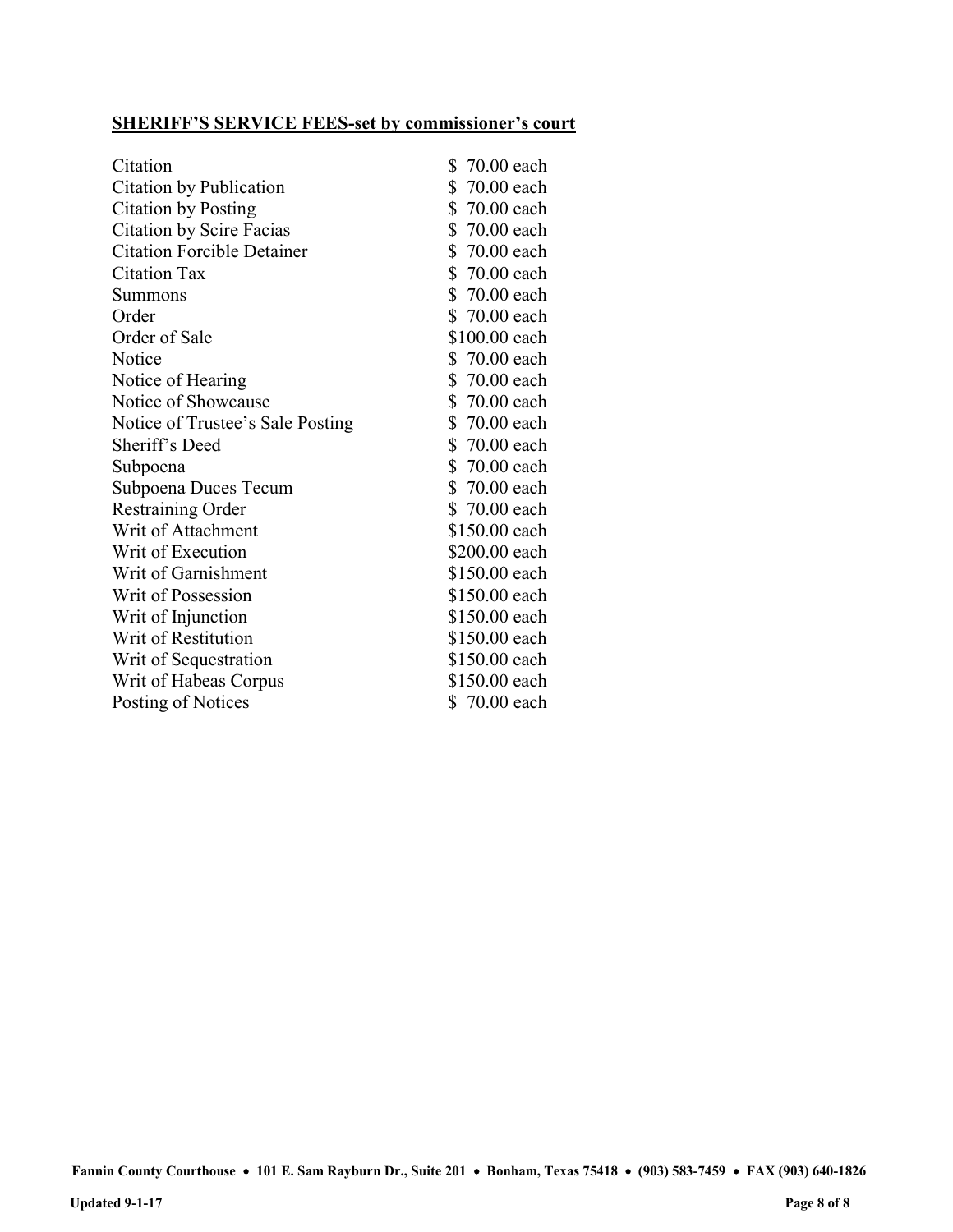**SHERIFF'S SERVICE FEES-set by commissioner's court**

| | |
|---|---|
| Citation | $ 70.00 each |
| Citation by Publication | $ 70.00 each |
| Citation by Posting | $ 70.00 each |
| Citation by Scire Facias | $ 70.00 each |
| Citation Forcible Detainer | $ 70.00 each |
| Citation Tax | $ 70.00 each |
| Summons | $ 70.00 each |
| Order | $ 70.00 each |
| Order of Sale | $100.00 each |
| Notice | $ 70.00 each |
| Notice of Hearing | $ 70.00 each |
| Notice of Showcause | $ 70.00 each |
| Notice of Trustee's Sale Posting | $ 70.00 each |
| Sheriff's Deed | $ 70.00 each |
| Subpoena | $ 70.00 each |
| Subpoena Duces Tecum | $ 70.00 each |
| Restraining Order | $ 70.00 each |
| Writ of Attachment | $150.00 each |
| Writ of Execution | $200.00 each |
| Writ of Garnishment | $150.00 each |
| Writ of Possession | $150.00 each |
| Writ of Injunction | $150.00 each |
| Writ of Restitution | $150.00 each |
| Writ of Sequestration | $150.00 each |
| Writ of Habeas Corpus | $150.00 each |
| Posting of Notices | $ 70.00 each |